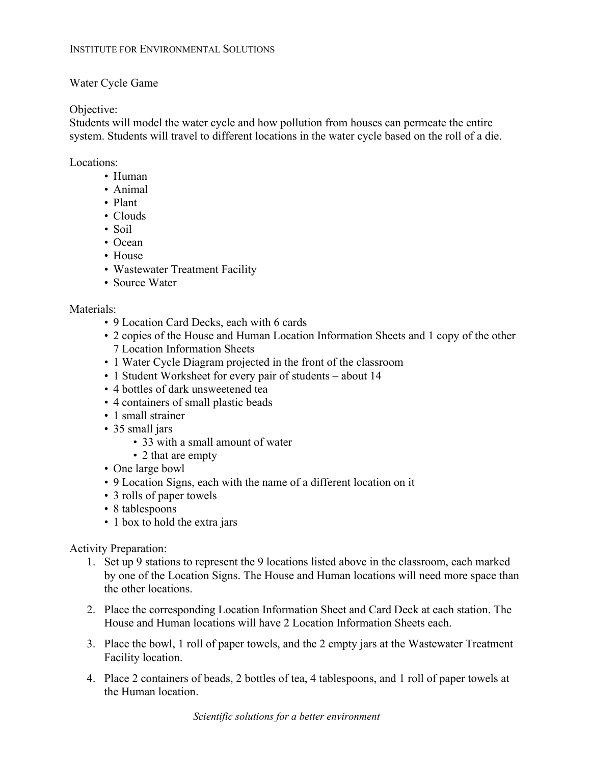INSTITUTE FOR ENVIRONMENTAL SOLUTIONS

# Water Cycle Game

## Objective:

Students will model the water cycle and how pollution from houses can permeate the entire system. Students will travel to different locations in the water cycle based on the roll of a die.

## Locations:

- Human
- Animal
- Plant
- Clouds
- Soil
- Ocean
- House
- Wastewater Treatment Facility
- Source Water

## Materials:

- 9 Location Card Decks, each with 6 cards
- 2 copies of the House and Human Location Information Sheets and 1 copy of the other 7 Location Information Sheets
- 1 Water Cycle Diagram projected in the front of the classroom
- 1 Student Worksheet for every pair of students – about 14
- 4 bottles of dark unsweetened tea
- 4 containers of small plastic beads
- 1 small strainer
- 35 small jars
  - 33 with a small amount of water
  - 2 that are empty
- One large bowl
- 9 Location Signs, each with the name of a different location on it
- 3 rolls of paper towels
- 8 tablespoons
- 1 box to hold the extra jars

## Activity Preparation:

1. Set up 9 stations to represent the 9 locations listed above in the classroom, each marked by one of the Location Signs. The House and Human locations will need more space than the other locations.
2. Place the corresponding Location Information Sheet and Card Deck at each station. The House and Human locations will have 2 Location Information Sheets each.
3. Place the bowl, 1 roll of paper towels, and the 2 empty jars at the Wastewater Treatment Facility location.
4. Place 2 containers of beads, 2 bottles of tea, 4 tablespoons, and 1 roll of paper towels at the Human location.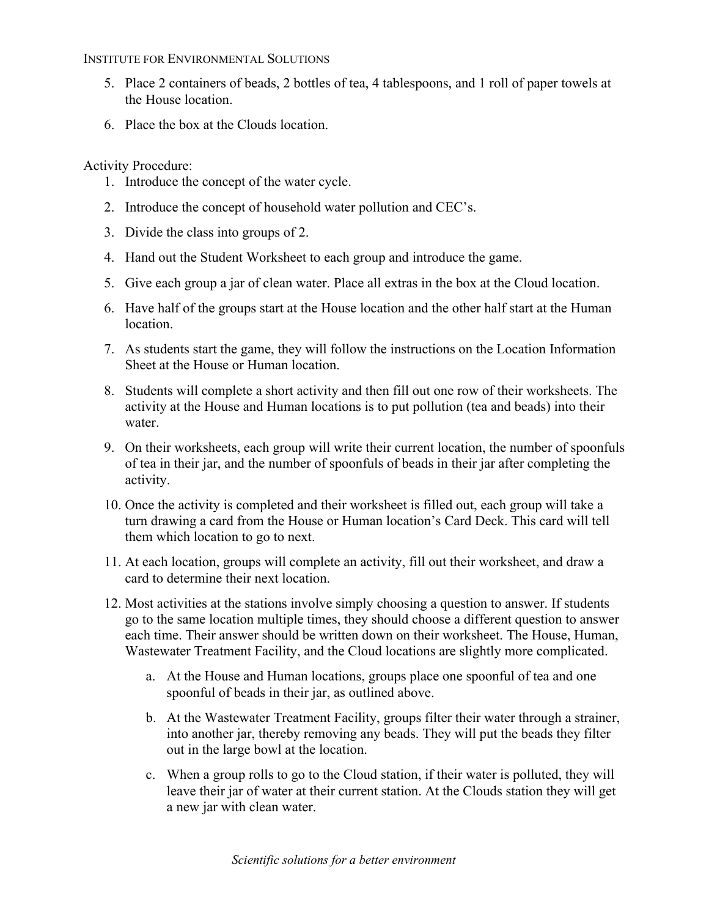5. Place 2 containers of beads, 2 bottles of tea, 4 tablespoons, and 1 roll of paper towels at the House location.
6. Place the box at the Clouds location.

Activity Procedure:

1. Introduce the concept of the water cycle.
2. Introduce the concept of household water pollution and CEC's.
3. Divide the class into groups of 2.
4. Hand out the Student Worksheet to each group and introduce the game.
5. Give each group a jar of clean water. Place all extras in the box at the Cloud location.
6. Have half of the groups start at the House location and the other half start at the Human location.
7. As students start the game, they will follow the instructions on the Location Information Sheet at the House or Human location.
8. Students will complete a short activity and then fill out one row of their worksheets. The activity at the House and Human locations is to put pollution (tea and beads) into their water.
9. On their worksheets, each group will write their current location, the number of spoonfuls of tea in their jar, and the number of spoonfuls of beads in their jar after completing the activity.
10. Once the activity is completed and their worksheet is filled out, each group will take a turn drawing a card from the House or Human location's Card Deck. This card will tell them which location to go to next.
11. At each location, groups will complete an activity, fill out their worksheet, and draw a card to determine their next location.
12. Most activities at the stations involve simply choosing a question to answer. If students go to the same location multiple times, they should choose a different question to answer each time. Their answer should be written down on their worksheet. The House, Human, Wastewater Treatment Facility, and the Cloud locations are slightly more complicated.
    a. At the House and Human locations, groups place one spoonful of tea and one spoonful of beads in their jar, as outlined above.
    b. At the Wastewater Treatment Facility, groups filter their water through a strainer, into another jar, thereby removing any beads. They will put the beads they filter out in the large bowl at the location.
    c. When a group rolls to go to the Cloud station, if their water is polluted, they will leave their jar of water at their current station. At the Clouds station they will get a new jar with clean water.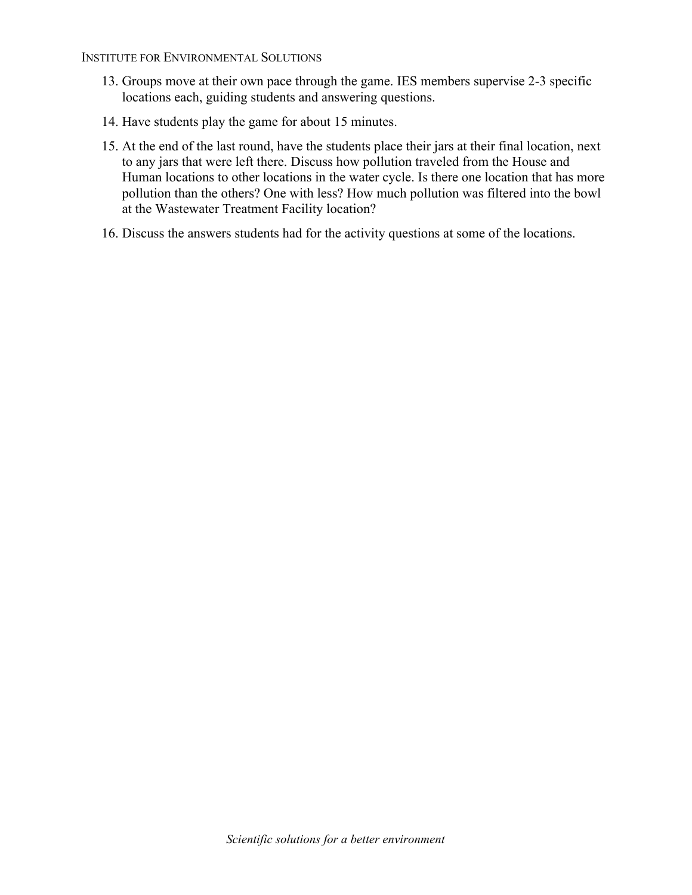13. Groups move at their own pace through the game. IES members supervise 2-3 specific locations each, guiding students and answering questions.
14. Have students play the game for about 15 minutes.
15. At the end of the last round, have the students place their jars at their final location, next to any jars that were left there. Discuss how pollution traveled from the House and Human locations to other locations in the water cycle. Is there one location that has more pollution than the others? One with less? How much pollution was filtered into the bowl at the Wastewater Treatment Facility location?
16. Discuss the answers students had for the activity questions at some of the locations.